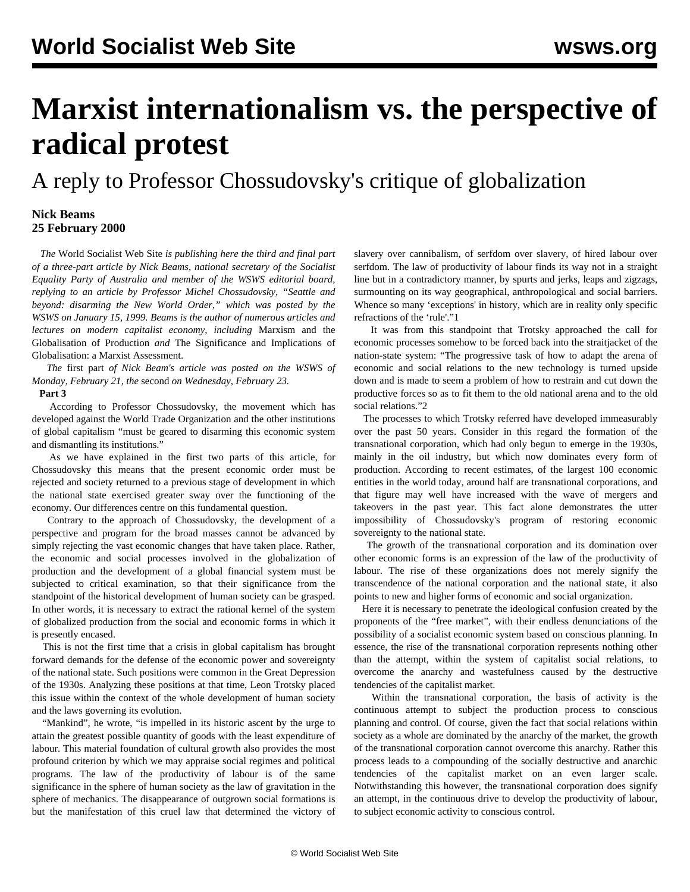# Marxist internationalism vs. the perspective of radical protest

## A reply to Professor Chossudovsky's critique of globalization

**Nick Beams**
**25 February 2000**

*The* World Socialist Web Site *is publishing here the third and final part of a three-part article by Nick Beams, national secretary of the Socialist Equality Party of Australia and member of the WSWS editorial board, replying to an article by Professor Michel Chossudovsky, "Seattle and beyond: disarming the New World Order," which was posted by the WSWS on January 15, 1999. Beams is the author of numerous articles and lectures on modern capitalist economy, including* Marxism and the Globalisation of Production *and* The Significance and Implications of Globalisation: a Marxist Assessment.

*The* first part *of Nick Beam's article was posted on the WSWS of Monday, February 21, the* second *on Wednesday, February 23.*

**Part 3**

According to Professor Chossudovsky, the movement which has developed against the World Trade Organization and the other institutions of global capitalism "must be geared to disarming this economic system and dismantling its institutions."

As we have explained in the first two parts of this article, for Chossudovsky this means that the present economic order must be rejected and society returned to a previous stage of development in which the national state exercised greater sway over the functioning of the economy. Our differences centre on this fundamental question.

Contrary to the approach of Chossudovsky, the development of a perspective and program for the broad masses cannot be advanced by simply rejecting the vast economic changes that have taken place. Rather, the economic and social processes involved in the globalization of production and the development of a global financial system must be subjected to critical examination, so that their significance from the standpoint of the historical development of human society can be grasped. In other words, it is necessary to extract the rational kernel of the system of globalized production from the social and economic forms in which it is presently encased.

This is not the first time that a crisis in global capitalism has brought forward demands for the defense of the economic power and sovereignty of the national state. Such positions were common in the Great Depression of the 1930s. Analyzing these positions at that time, Leon Trotsky placed this issue within the context of the whole development of human society and the laws governing its evolution.

"Mankind", he wrote, "is impelled in its historic ascent by the urge to attain the greatest possible quantity of goods with the least expenditure of labour. This material foundation of cultural growth also provides the most profound criterion by which we may appraise social regimes and political programs. The law of the productivity of labour is of the same significance in the sphere of human society as the law of gravitation in the sphere of mechanics. The disappearance of outgrown social formations is but the manifestation of this cruel law that determined the victory of slavery over cannibalism, of serfdom over slavery, of hired labour over serfdom. The law of productivity of labour finds its way not in a straight line but in a contradictory manner, by spurts and jerks, leaps and zigzags, surmounting on its way geographical, anthropological and social barriers. Whence so many 'exceptions' in history, which are in reality only specific refractions of the 'rule'."1

It was from this standpoint that Trotsky approached the call for economic processes somehow to be forced back into the straitjacket of the nation-state system: "The progressive task of how to adapt the arena of economic and social relations to the new technology is turned upside down and is made to seem a problem of how to restrain and cut down the productive forces so as to fit them to the old national arena and to the old social relations."2

The processes to which Trotsky referred have developed immeasurably over the past 50 years. Consider in this regard the formation of the transnational corporation, which had only begun to emerge in the 1930s, mainly in the oil industry, but which now dominates every form of production. According to recent estimates, of the largest 100 economic entities in the world today, around half are transnational corporations, and that figure may well have increased with the wave of mergers and takeovers in the past year. This fact alone demonstrates the utter impossibility of Chossudovsky's program of restoring economic sovereignty to the national state.

The growth of the transnational corporation and its domination over other economic forms is an expression of the law of the productivity of labour. The rise of these organizations does not merely signify the transcendence of the national corporation and the national state, it also points to new and higher forms of economic and social organization.

Here it is necessary to penetrate the ideological confusion created by the proponents of the "free market", with their endless denunciations of the possibility of a socialist economic system based on conscious planning. In essence, the rise of the transnational corporation represents nothing other than the attempt, within the system of capitalist social relations, to overcome the anarchy and wastefulness caused by the destructive tendencies of the capitalist market.

Within the transnational corporation, the basis of activity is the continuous attempt to subject the production process to conscious planning and control. Of course, given the fact that social relations within society as a whole are dominated by the anarchy of the market, the growth of the transnational corporation cannot overcome this anarchy. Rather this process leads to a compounding of the socially destructive and anarchic tendencies of the capitalist market on an even larger scale. Notwithstanding this however, the transnational corporation does signify an attempt, in the continuous drive to develop the productivity of labour, to subject economic activity to conscious control.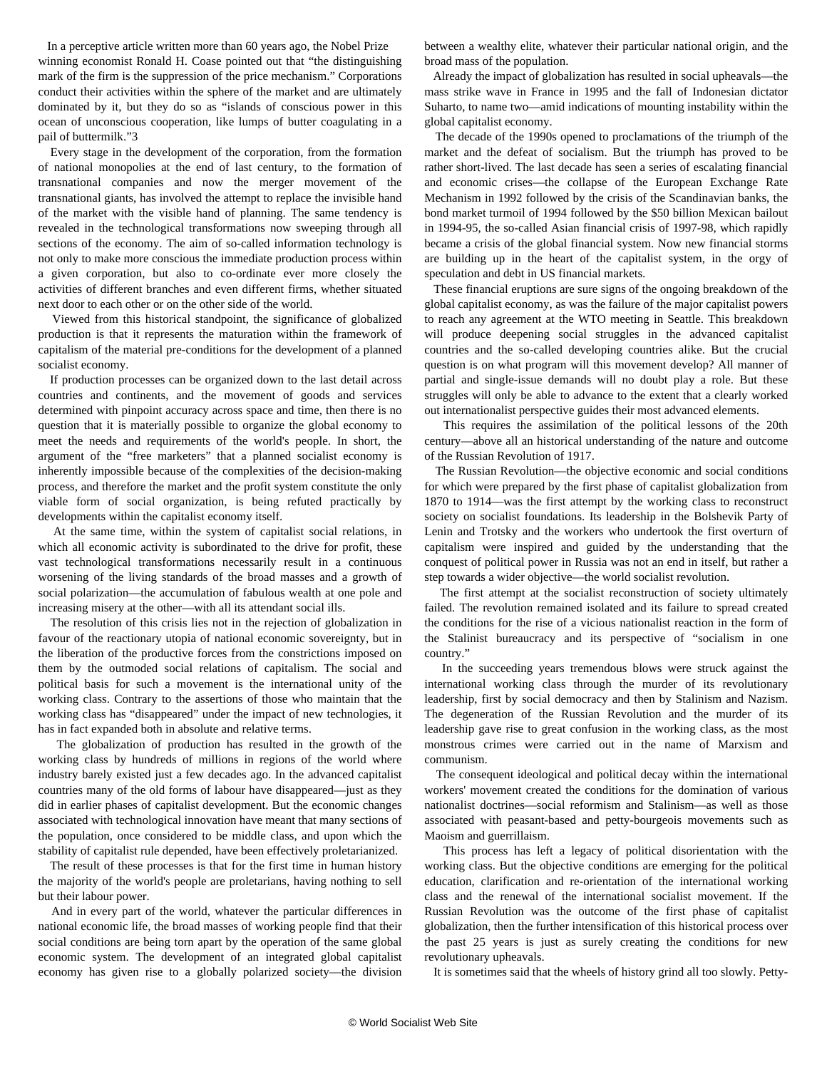In a perceptive article written more than 60 years ago, the Nobel Prize winning economist Ronald H. Coase pointed out that "the distinguishing mark of the firm is the suppression of the price mechanism." Corporations conduct their activities within the sphere of the market and are ultimately dominated by it, but they do so as "islands of conscious power in this ocean of unconscious cooperation, like lumps of butter coagulating in a pail of buttermilk."3

Every stage in the development of the corporation, from the formation of national monopolies at the end of last century, to the formation of transnational companies and now the merger movement of the transnational giants, has involved the attempt to replace the invisible hand of the market with the visible hand of planning. The same tendency is revealed in the technological transformations now sweeping through all sections of the economy. The aim of so-called information technology is not only to make more conscious the immediate production process within a given corporation, but also to co-ordinate ever more closely the activities of different branches and even different firms, whether situated next door to each other or on the other side of the world.

Viewed from this historical standpoint, the significance of globalized production is that it represents the maturation within the framework of capitalism of the material pre-conditions for the development of a planned socialist economy.

If production processes can be organized down to the last detail across countries and continents, and the movement of goods and services determined with pinpoint accuracy across space and time, then there is no question that it is materially possible to organize the global economy to meet the needs and requirements of the world's people. In short, the argument of the "free marketers" that a planned socialist economy is inherently impossible because of the complexities of the decision-making process, and therefore the market and the profit system constitute the only viable form of social organization, is being refuted practically by developments within the capitalist economy itself.

At the same time, within the system of capitalist social relations, in which all economic activity is subordinated to the drive for profit, these vast technological transformations necessarily result in a continuous worsening of the living standards of the broad masses and a growth of social polarization—the accumulation of fabulous wealth at one pole and increasing misery at the other—with all its attendant social ills.

The resolution of this crisis lies not in the rejection of globalization in favour of the reactionary utopia of national economic sovereignty, but in the liberation of the productive forces from the constrictions imposed on them by the outmoded social relations of capitalism. The social and political basis for such a movement is the international unity of the working class. Contrary to the assertions of those who maintain that the working class has "disappeared" under the impact of new technologies, it has in fact expanded both in absolute and relative terms.

The globalization of production has resulted in the growth of the working class by hundreds of millions in regions of the world where industry barely existed just a few decades ago. In the advanced capitalist countries many of the old forms of labour have disappeared—just as they did in earlier phases of capitalist development. But the economic changes associated with technological innovation have meant that many sections of the population, once considered to be middle class, and upon which the stability of capitalist rule depended, have been effectively proletarianized.

The result of these processes is that for the first time in human history the majority of the world's people are proletarians, having nothing to sell but their labour power.

And in every part of the world, whatever the particular differences in national economic life, the broad masses of working people find that their social conditions are being torn apart by the operation of the same global economic system. The development of an integrated global capitalist economy has given rise to a globally polarized society—the division between a wealthy elite, whatever their particular national origin, and the broad mass of the population.

Already the impact of globalization has resulted in social upheavals—the mass strike wave in France in 1995 and the fall of Indonesian dictator Suharto, to name two—amid indications of mounting instability within the global capitalist economy.

The decade of the 1990s opened to proclamations of the triumph of the market and the defeat of socialism. But the triumph has proved to be rather short-lived. The last decade has seen a series of escalating financial and economic crises—the collapse of the European Exchange Rate Mechanism in 1992 followed by the crisis of the Scandinavian banks, the bond market turmoil of 1994 followed by the $50 billion Mexican bailout in 1994-95, the so-called Asian financial crisis of 1997-98, which rapidly became a crisis of the global financial system. Now new financial storms are building up in the heart of the capitalist system, in the orgy of speculation and debt in US financial markets.

These financial eruptions are sure signs of the ongoing breakdown of the global capitalist economy, as was the failure of the major capitalist powers to reach any agreement at the WTO meeting in Seattle. This breakdown will produce deepening social struggles in the advanced capitalist countries and the so-called developing countries alike. But the crucial question is on what program will this movement develop? All manner of partial and single-issue demands will no doubt play a role. But these struggles will only be able to advance to the extent that a clearly worked out internationalist perspective guides their most advanced elements.

This requires the assimilation of the political lessons of the 20th century—above all an historical understanding of the nature and outcome of the Russian Revolution of 1917.

The Russian Revolution—the objective economic and social conditions for which were prepared by the first phase of capitalist globalization from 1870 to 1914—was the first attempt by the working class to reconstruct society on socialist foundations. Its leadership in the Bolshevik Party of Lenin and Trotsky and the workers who undertook the first overturn of capitalism were inspired and guided by the understanding that the conquest of political power in Russia was not an end in itself, but rather a step towards a wider objective—the world socialist revolution.

The first attempt at the socialist reconstruction of society ultimately failed. The revolution remained isolated and its failure to spread created the conditions for the rise of a vicious nationalist reaction in the form of the Stalinist bureaucracy and its perspective of "socialism in one country."

In the succeeding years tremendous blows were struck against the international working class through the murder of its revolutionary leadership, first by social democracy and then by Stalinism and Nazism. The degeneration of the Russian Revolution and the murder of its leadership gave rise to great confusion in the working class, as the most monstrous crimes were carried out in the name of Marxism and communism.

The consequent ideological and political decay within the international workers' movement created the conditions for the domination of various nationalist doctrines—social reformism and Stalinism—as well as those associated with peasant-based and petty-bourgeois movements such as Maoism and guerrillaism.

This process has left a legacy of political disorientation with the working class. But the objective conditions are emerging for the political education, clarification and re-orientation of the international working class and the renewal of the international socialist movement. If the Russian Revolution was the outcome of the first phase of capitalist globalization, then the further intensification of this historical process over the past 25 years is just as surely creating the conditions for new revolutionary upheavals.

It is sometimes said that the wheels of history grind all too slowly. Petty-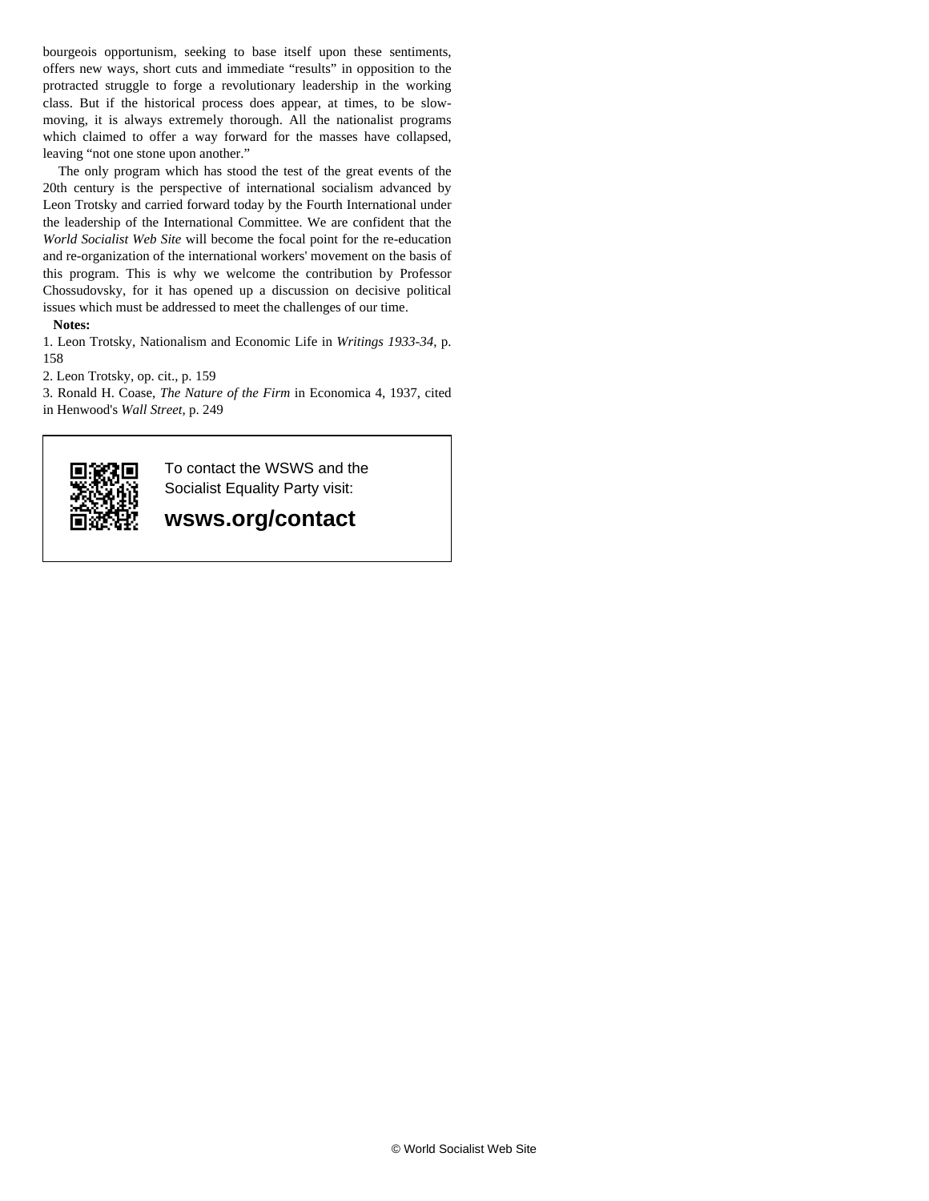bourgeois opportunism, seeking to base itself upon these sentiments, offers new ways, short cuts and immediate "results" in opposition to the protracted struggle to forge a revolutionary leadership in the working class. But if the historical process does appear, at times, to be slow-moving, it is always extremely thorough. All the nationalist programs which claimed to offer a way forward for the masses have collapsed, leaving "not one stone upon another."

The only program which has stood the test of the great events of the 20th century is the perspective of international socialism advanced by Leon Trotsky and carried forward today by the Fourth International under the leadership of the International Committee. We are confident that the *World Socialist Web Site* will become the focal point for the re-education and re-organization of the international workers' movement on the basis of this program. This is why we welcome the contribution by Professor Chossudovsky, for it has opened up a discussion on decisive political issues which must be addressed to meet the challenges of our time.

**Notes:**

1. Leon Trotsky, Nationalism and Economic Life in *Writings 1933-34*, p. 158

2. Leon Trotsky, op. cit., p. 159

3. Ronald H. Coase, *The Nature of the Firm* in Economica 4, 1937, cited in Henwood's *Wall Street*, p. 249

To contact the WSWS and the Socialist Equality Party visit:

**wsws.org/contact**